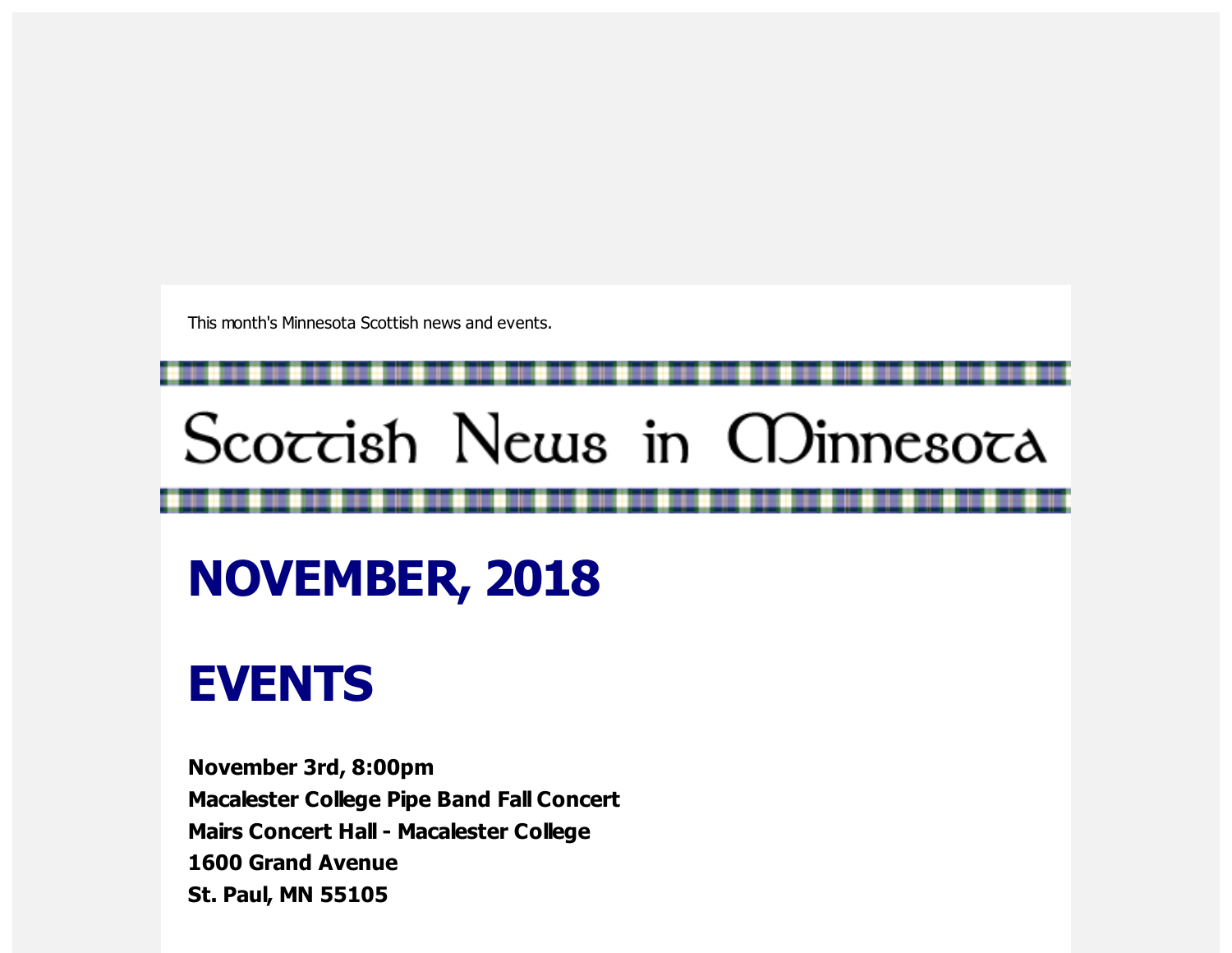This month's Minnesota Scottish news and events.

# Scottish News in Minnesota

# NOVEMBER, 2018

# EVENTS

**November 3rd, 8:00pm**
**Macalester College Pipe Band Fall Concert**
**Mairs Concert Hall - Macalester College**
**1600 Grand Avenue**
**St. Paul, MN 55105**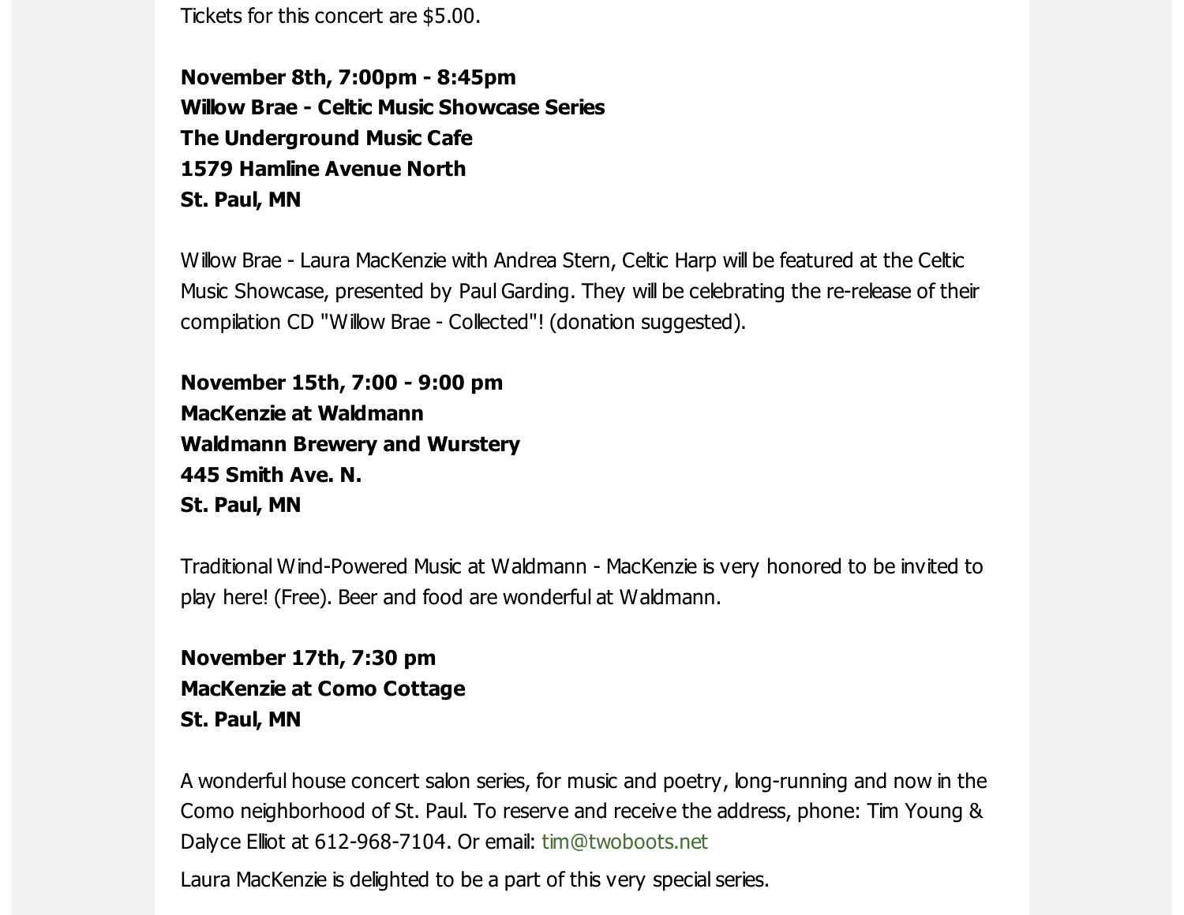Tickets for this concert are $5.00.

**November 8th, 7:00pm - 8:45pm**
**Willow Brae - Celtic Music Showcase Series**
**The Underground Music Cafe**
**1579 Hamline Avenue North**
**St. Paul, MN**

Willow Brae - Laura MacKenzie with Andrea Stern, Celtic Harp will be featured at the Celtic Music Showcase, presented by Paul Garding. They will be celebrating the re-release of their compilation CD "Willow Brae - Collected"! (donation suggested).

**November 15th, 7:00 - 9:00 pm**
**MacKenzie at Waldmann**
**Waldmann Brewery and Wurstery**
**445 Smith Ave. N.**
**St. Paul, MN**

Traditional Wind-Powered Music at Waldmann - MacKenzie is very honored to be invited to play here! (Free). Beer and food are wonderful at Waldmann.

**November 17th, 7:30 pm**
**MacKenzie at Como Cottage**
**St. Paul, MN**

A wonderful house concert salon series, for music and poetry, long-running and now in the Como neighborhood of St. Paul. To reserve and receive the address, phone: Tim Young & Dalyce Elliot at 612-968-7104. Or email: tim@twoboots.net

Laura MacKenzie is delighted to be a part of this very special series.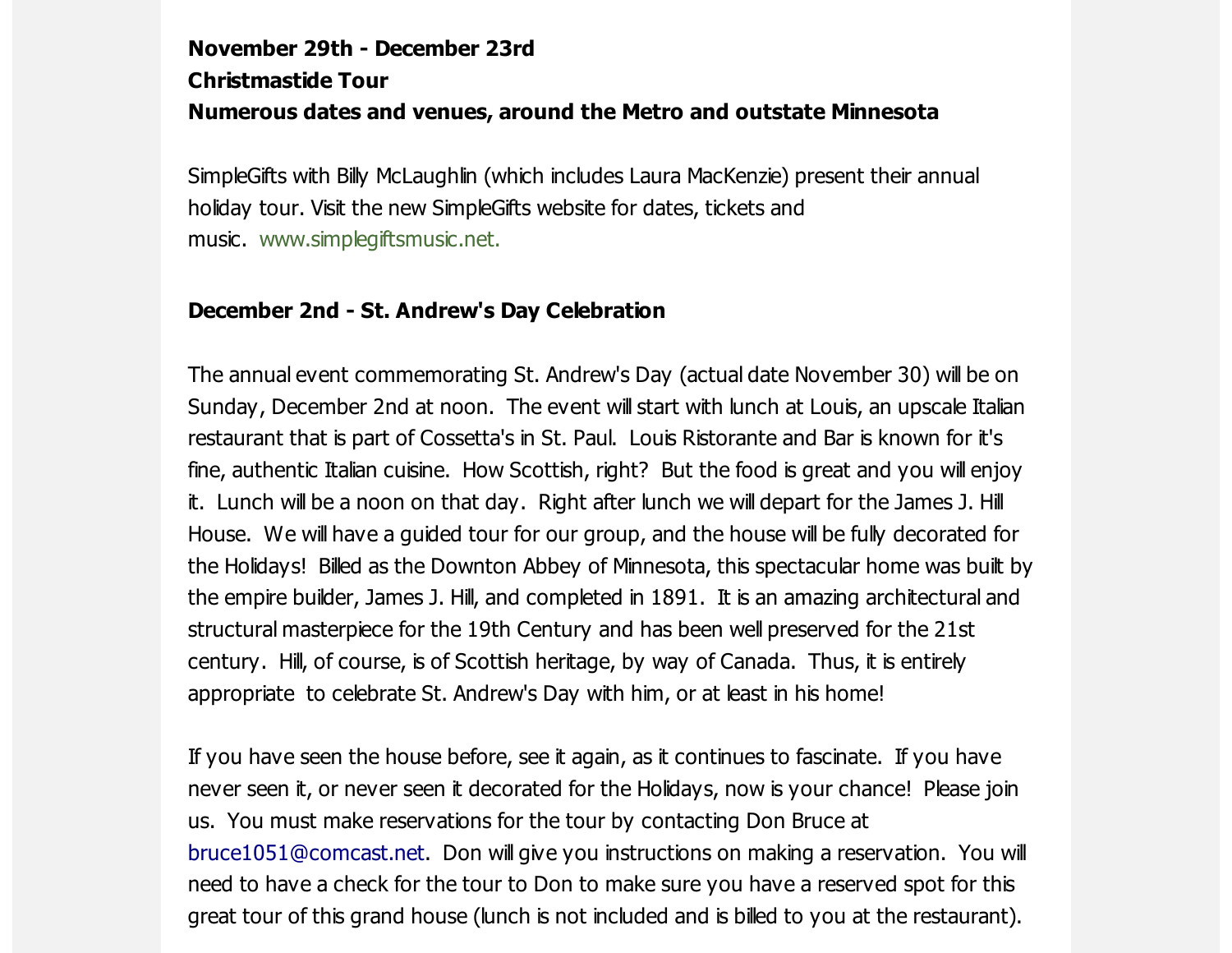**November 29th - December 23rd**
**Christmastide Tour**
**Numerous dates and venues, around the Metro and outstate Minnesota**

SimpleGifts with Billy McLaughlin (which includes Laura MacKenzie) present their annual holiday tour. Visit the new SimpleGifts website for dates, tickets and music. www.simplegiftsmusic.net.

**December 2nd - St. Andrew's Day Celebration**

The annual event commemorating St. Andrew's Day (actual date November 30) will be on Sunday, December 2nd at noon. The event will start with lunch at Louis, an upscale Italian restaurant that is part of Cossetta's in St. Paul. Louis Ristorante and Bar is known for it's fine, authentic Italian cuisine. How Scottish, right? But the food is great and you will enjoy it. Lunch will be a noon on that day. Right after lunch we will depart for the James J. Hill House. We will have a guided tour for our group, and the house will be fully decorated for the Holidays! Billed as the Downton Abbey of Minnesota, this spectacular home was built by the empire builder, James J. Hill, and completed in 1891. It is an amazing architectural and structural masterpiece for the 19th Century and has been well preserved for the 21st century. Hill, of course, is of Scottish heritage, by way of Canada. Thus, it is entirely appropriate to celebrate St. Andrew's Day with him, or at least in his home!

If you have seen the house before, see it again, as it continues to fascinate. If you have never seen it, or never seen it decorated for the Holidays, now is your chance! Please join us. You must make reservations for the tour by contacting Don Bruce at bruce1051@comcast.net. Don will give you instructions on making a reservation. You will need to have a check for the tour to Don to make sure you have a reserved spot for this great tour of this grand house (lunch is not included and is billed to you at the restaurant).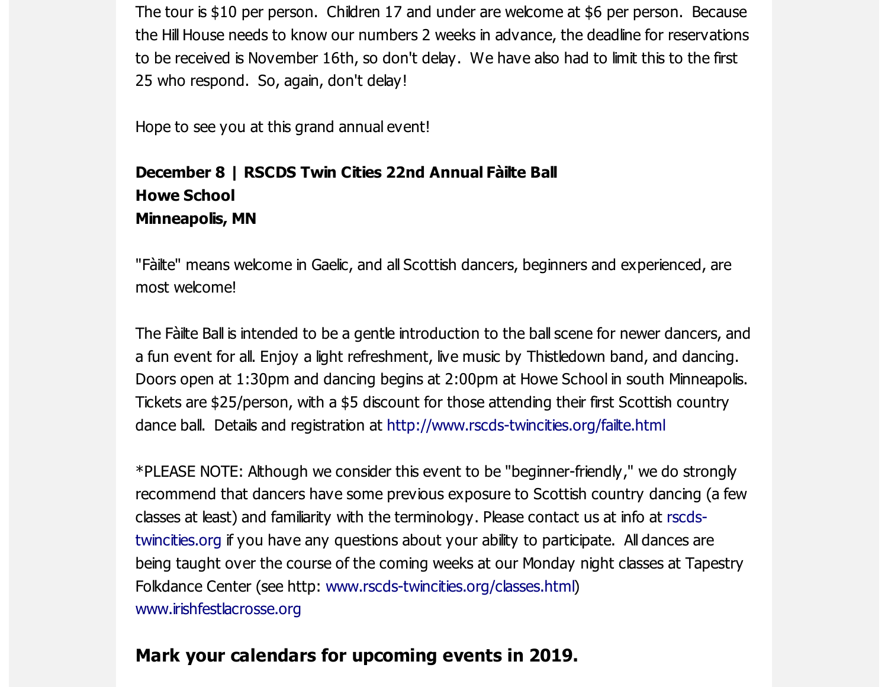The tour is $10 per person.  Children 17 and under are welcome at $6 per person.  Because the Hill House needs to know our numbers 2 weeks in advance, the deadline for reservations to be received is November 16th, so don't delay.  We have also had to limit this to the first 25 who respond.  So, again, don't delay!

Hope to see you at this grand annual event!

**December 8 | RSCDS Twin Cities 22nd Annual Fàilte Ball**
**Howe School**
**Minneapolis, MN**

"Fàilte" means welcome in Gaelic, and all Scottish dancers, beginners and experienced, are most welcome!

The Fàilte Ball is intended to be a gentle introduction to the ball scene for newer dancers, and a fun event for all. Enjoy a light refreshment, live music by Thistledown band, and dancing. Doors open at 1:30pm and dancing begins at 2:00pm at Howe School in south Minneapolis. Tickets are $25/person, with a $5 discount for those attending their first Scottish country dance ball.  Details and registration at http://www.rscds-twincities.org/failte.html

*PLEASE NOTE: Although we consider this event to be "beginner-friendly," we do strongly recommend that dancers have some previous exposure to Scottish country dancing (a few classes at least) and familiarity with the terminology. Please contact us at info at rscds-twincities.org if you have any questions about your ability to participate.  All dances are being taught over the course of the coming weeks at our Monday night classes at Tapestry Folkdance Center (see http: www.rscds-twincities.org/classes.html)
www.irishfestlacrosse.org

## Mark your calendars for upcoming events in 2019.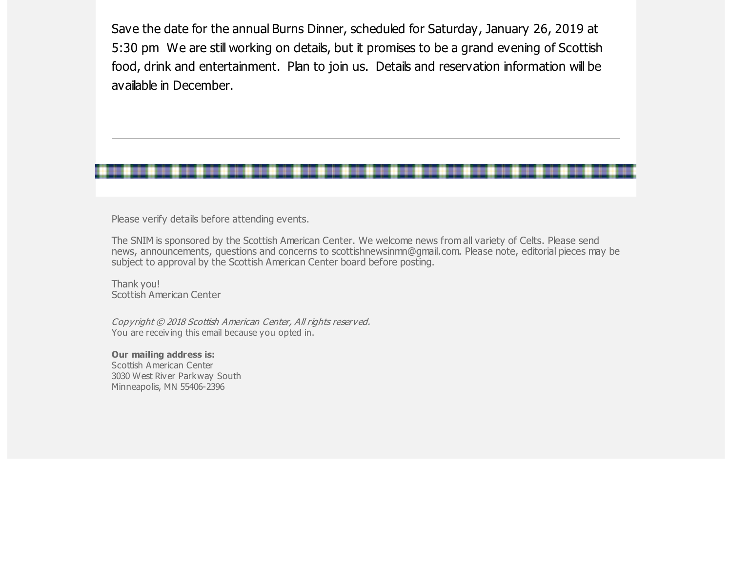Save the date for the annual Burns Dinner, scheduled for Saturday, January 26, 2019 at 5:30 pm  We are still working on details, but it promises to be a grand evening of Scottish food, drink and entertainment.  Plan to join us.  Details and reservation information will be available in December.

---

Please verify details before attending events.

The SNIM is sponsored by the Scottish American Center. We welcome news from all variety of Celts. Please send news, announcements, questions and concerns to scottishnewsinmn@gmail.com. Please note, editorial pieces may be subject to approval by the Scottish American Center board before posting.

Thank you!
Scottish American Center

*Copyright © 2018 Scottish American Center, All rights reserved.*
You are receiving this email because you opted in.

**Our mailing address is:**
Scottish American Center
3030 West River Parkway South
Minneapolis, MN 55406-2396